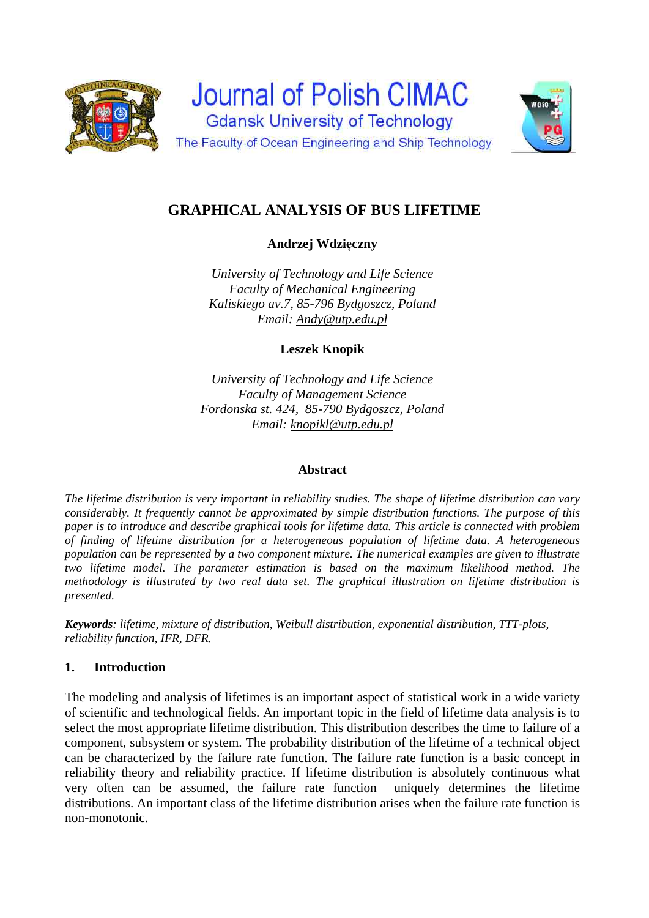# Journal of Polish CIMAC

Gdansk University of Technology

The Faculty of Ocean Engineering and Ship Technology

## GRAPHICAL ANALYSIS OF BUS LIFETIME

**Andrzej Wdzięczny**

*University of Technology and Life Science*
*Faculty of Mechanical Engineering*
*Kaliskiego av.7, 85-796 Bydgoszcz, Poland*
*Email: Andy@utp.edu.pl*

**Leszek Knopik**

*University of Technology and Life Science*
*Faculty of Management Science*
*Fordonska st. 424, 85-790 Bydgoszcz, Poland*
*Email: knopikl@utp.edu.pl*

### Abstract

*The lifetime distribution is very important in reliability studies. The shape of lifetime distribution can vary considerably. It frequently cannot be approximated by simple distribution functions. The purpose of this paper is to introduce and describe graphical tools for lifetime data. This article is connected with problem of finding of lifetime distribution for a heterogeneous population of lifetime data. A heterogeneous population can be represented by a two component mixture. The numerical examples are given to illustrate two lifetime model. The parameter estimation is based on the maximum likelihood method. The methodology is illustrated by two real data set. The graphical illustration on lifetime distribution is presented.*

***Keywords**: lifetime, mixture of distribution, Weibull distribution, exponential distribution, TTT-plots, reliability function, IFR, DFR.*

## 1. Introduction

The modeling and analysis of lifetimes is an important aspect of statistical work in a wide variety of scientific and technological fields. An important topic in the field of lifetime data analysis is to select the most appropriate lifetime distribution. This distribution describes the time to failure of a component, subsystem or system. The probability distribution of the lifetime of a technical object can be characterized by the failure rate function. The failure rate function is a basic concept in reliability theory and reliability practice. If lifetime distribution is absolutely continuous what very often can be assumed, the failure rate function uniquely determines the lifetime distributions. An important class of the lifetime distribution arises when the failure rate function is non-monotonic.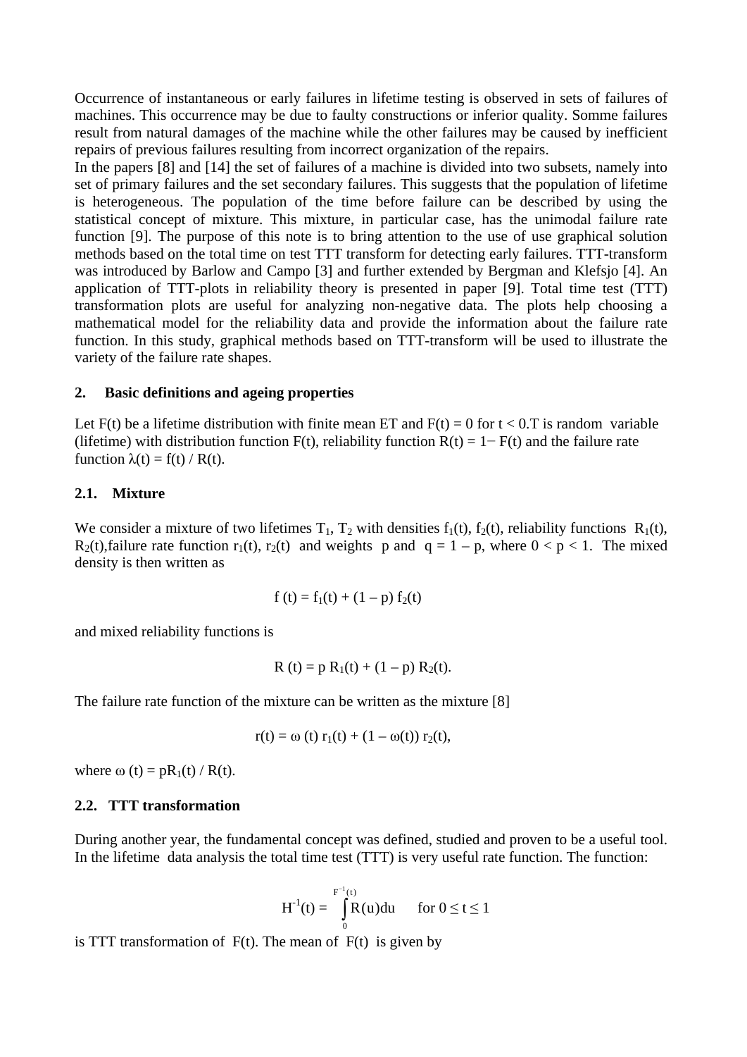Occurrence of instantaneous or early failures in lifetime testing is observed in sets of failures of machines. This occurrence may be due to faulty constructions or inferior quality. Somme failures result from natural damages of the machine while the other failures may be caused by inefficient repairs of previous failures resulting from incorrect organization of the repairs.

In the papers [8] and [14] the set of failures of a machine is divided into two subsets, namely into set of primary failures and the set secondary failures. This suggests that the population of lifetime is heterogeneous. The population of the time before failure can be described by using the statistical concept of mixture. This mixture, in particular case, has the unimodal failure rate function [9]. The purpose of this note is to bring attention to the use of use graphical solution methods based on the total time on test TTT transform for detecting early failures. TTT-transform was introduced by Barlow and Campo [3] and further extended by Bergman and Klefsjo [4]. An application of TTT-plots in reliability theory is presented in paper [9]. Total time test (TTT) transformation plots are useful for analyzing non-negative data. The plots help choosing a mathematical model for the reliability data and provide the information about the failure rate function. In this study, graphical methods based on TTT-transform will be used to illustrate the variety of the failure rate shapes.

## 2. Basic definitions and ageing properties

Let $F(t)$ be a lifetime distribution with finite mean ET and $F(t) = 0$ for $t < 0$.T is random variable (lifetime) with distribution function $F(t)$, reliability function $R(t) = 1 - F(t)$ and the failure rate function $\lambda(t) = f(t) / R(t)$.

### 2.1. Mixture

We consider a mixture of two lifetimes $T_1$, $T_2$ with densities $f_1(t)$, $f_2(t)$, reliability functions $R_1(t)$, $R_2(t)$,failure rate function $r_1(t)$, $r_2(t)$ and weights p and $q = 1 - p$, where $0 < p < 1$. The mixed density is then written as

$$f(t) = f_1(t) + (1 - p)\, f_2(t)$$

and mixed reliability functions is

$$R(t) = p\, R_1(t) + (1 - p)\, R_2(t).$$

The failure rate function of the mixture can be written as the mixture [8]

$$r(t) = \omega(t)\, r_1(t) + (1 - \omega(t))\, r_2(t),$$

where $\omega(t) = pR_1(t) / R(t)$.

### 2.2. TTT transformation

During another year, the fundamental concept was defined, studied and proven to be a useful tool. In the lifetime data analysis the total time test (TTT) is very useful rate function. The function:

$$H^{-1}(t) = \int_0^{F^{-1}(t)} R(u)\,du \qquad \text{for } 0 \le t \le 1$$

is TTT transformation of $F(t)$. The mean of $F(t)$ is given by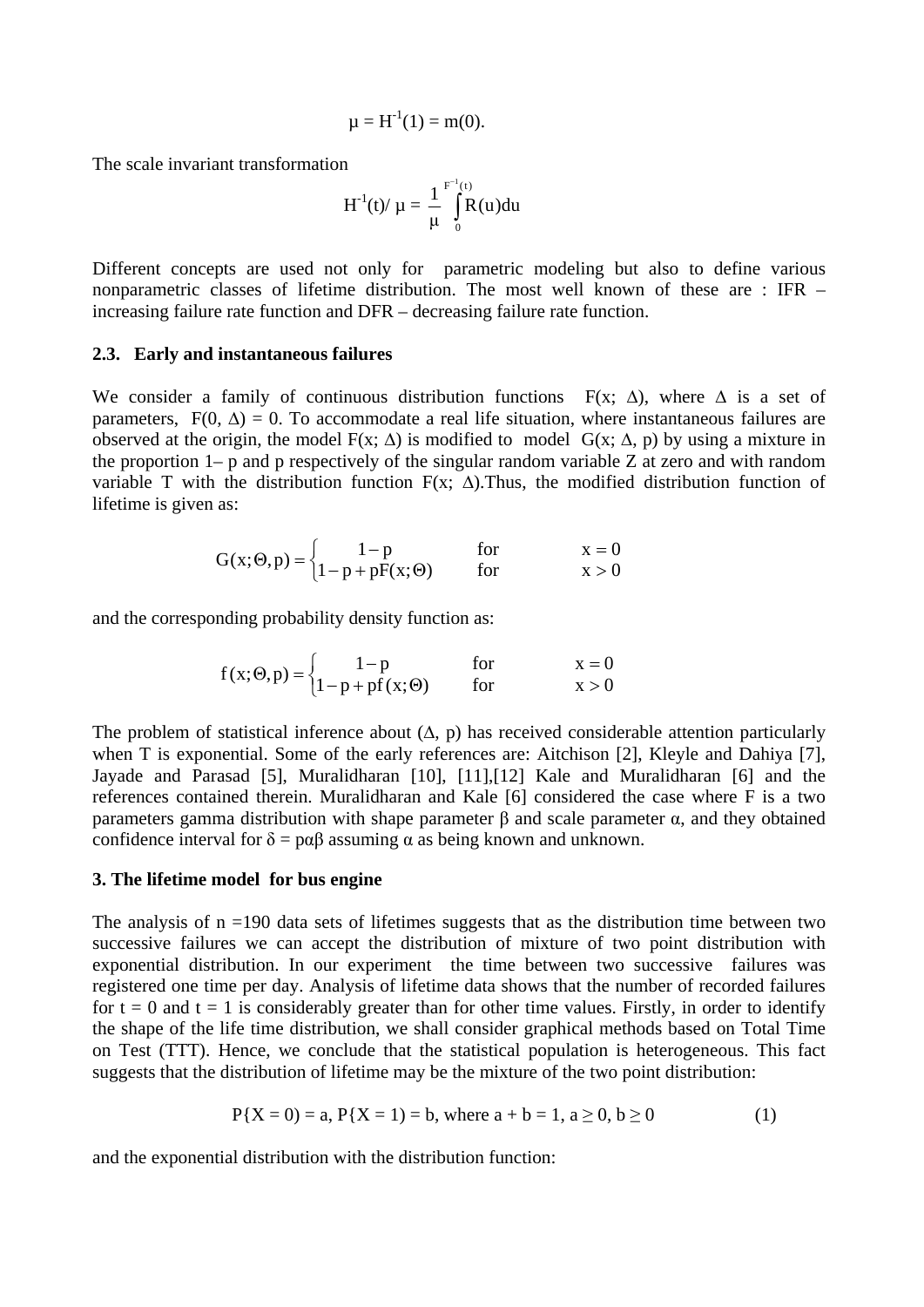$$\mu = H^{-1}(1) = m(0).$$

The scale invariant transformation

$$H^{-1}(t)/\,\mu = \frac{1}{\mu}\int_{0}^{F^{-1}(t)} R(u)du$$

Different concepts are used not only for parametric modeling but also to define various nonparametric classes of lifetime distribution. The most well known of these are : IFR – increasing failure rate function and DFR – decreasing failure rate function.

### 2.3. Early and instantaneous failures

We consider a family of continuous distribution functions $F(x;\ \Delta)$, where $\Delta$ is a set of parameters, $F(0,\ \Delta) = 0$. To accommodate a real life situation, where instantaneous failures are observed at the origin, the model $F(x;\ \Delta)$ is modified to model $G(x;\ \Delta,\ p)$ by using a mixture in the proportion 1– p and p respectively of the singular random variable Z at zero and with random variable T with the distribution function $F(x;\ \Delta)$.Thus, the modified distribution function of lifetime is given as:

$$G(x;\Theta,p) = \begin{cases} 1-p & \text{for} \quad x = 0 \\ 1-p+pF(x;\Theta) & \text{for} \quad x > 0 \end{cases}$$

and the corresponding probability density function as:

$$f(x;\Theta,p) = \begin{cases} 1-p & \text{for} \quad x = 0 \\ 1-p+pf(x;\Theta) & \text{for} \quad x > 0 \end{cases}$$

The problem of statistical inference about ($\Delta$, p) has received considerable attention particularly when T is exponential. Some of the early references are: Aitchison [2], Kleyle and Dahiya [7], Jayade and Parasad [5], Muralidharan [10], [11],[12] Kale and Muralidharan [6] and the references contained therein. Muralidharan and Kale [6] considered the case where F is a two parameters gamma distribution with shape parameter $\beta$ and scale parameter $\alpha$, and they obtained confidence interval for $\delta = p\alpha\beta$ assuming $\alpha$ as being known and unknown.

## 3. The lifetime model for bus engine

The analysis of n =190 data sets of lifetimes suggests that as the distribution time between two successive failures we can accept the distribution of mixture of two point distribution with exponential distribution. In our experiment the time between two successive failures was registered one time per day. Analysis of lifetime data shows that the number of recorded failures for t = 0 and t = 1 is considerably greater than for other time values. Firstly, in order to identify the shape of the life time distribution, we shall consider graphical methods based on Total Time on Test (TTT). Hence, we conclude that the statistical population is heterogeneous. This fact suggests that the distribution of lifetime may be the mixture of the two point distribution:

$$P\{X = 0\} = a,\ P\{X = 1\} = b, \text{ where } a + b = 1,\ a \geq 0,\ b \geq 0 \tag{1}$$

and the exponential distribution with the distribution function: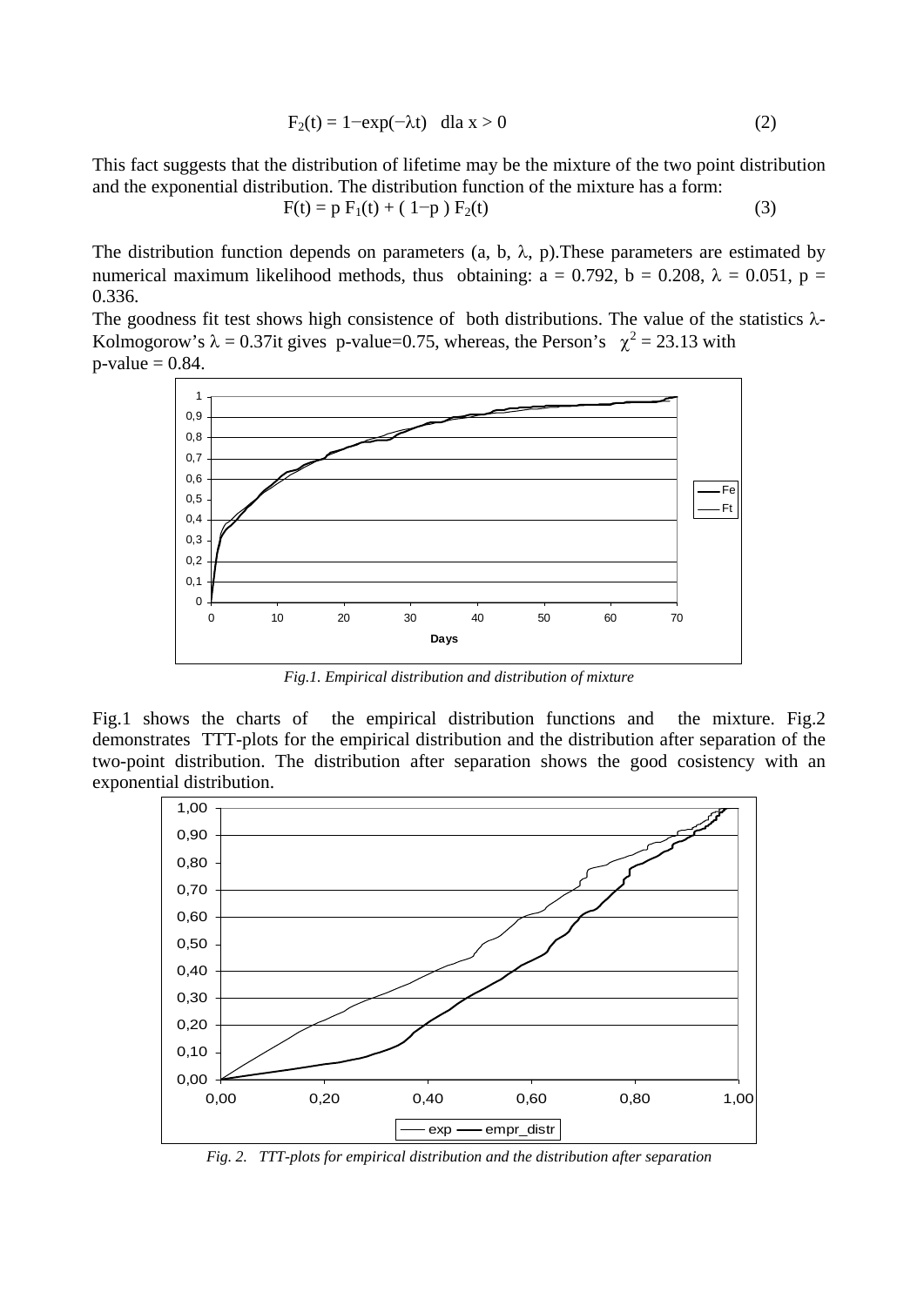$$F_2(t) = 1-\exp(-\lambda t) \quad \text{dla } x > 0 \tag{2}$$

This fact suggests that the distribution of lifetime may be the mixture of the two point distribution and the exponential distribution. The distribution function of the mixture has a form:

$$F(t) = p\, F_1(t) + (1-p)\, F_2(t) \tag{3}$$

The distribution function depends on parameters (a, b, $\lambda$, p).These parameters are estimated by numerical maximum likelihood methods, thus obtaining: a = 0.792, b = 0.208, $\lambda$ = 0.051, p = 0.336.

The goodness fit test shows high consistence of both distributions. The value of the statistics $\lambda$-Kolmogorow's $\lambda$ = 0.37it gives p-value=0.75, whereas, the Person's $\chi^2$ = 23.13 with p-value = 0.84.

*Fig.1. Empirical distribution and distribution of mixture*

Fig.1 shows the charts of the empirical distribution functions and the mixture. Fig.2 demonstrates TTT-plots for the empirical distribution and the distribution after separation of the two-point distribution. The distribution after separation shows the good cosistency with an exponential distribution.

*Fig. 2. TTT-plots for empirical distribution and the distribution after separation*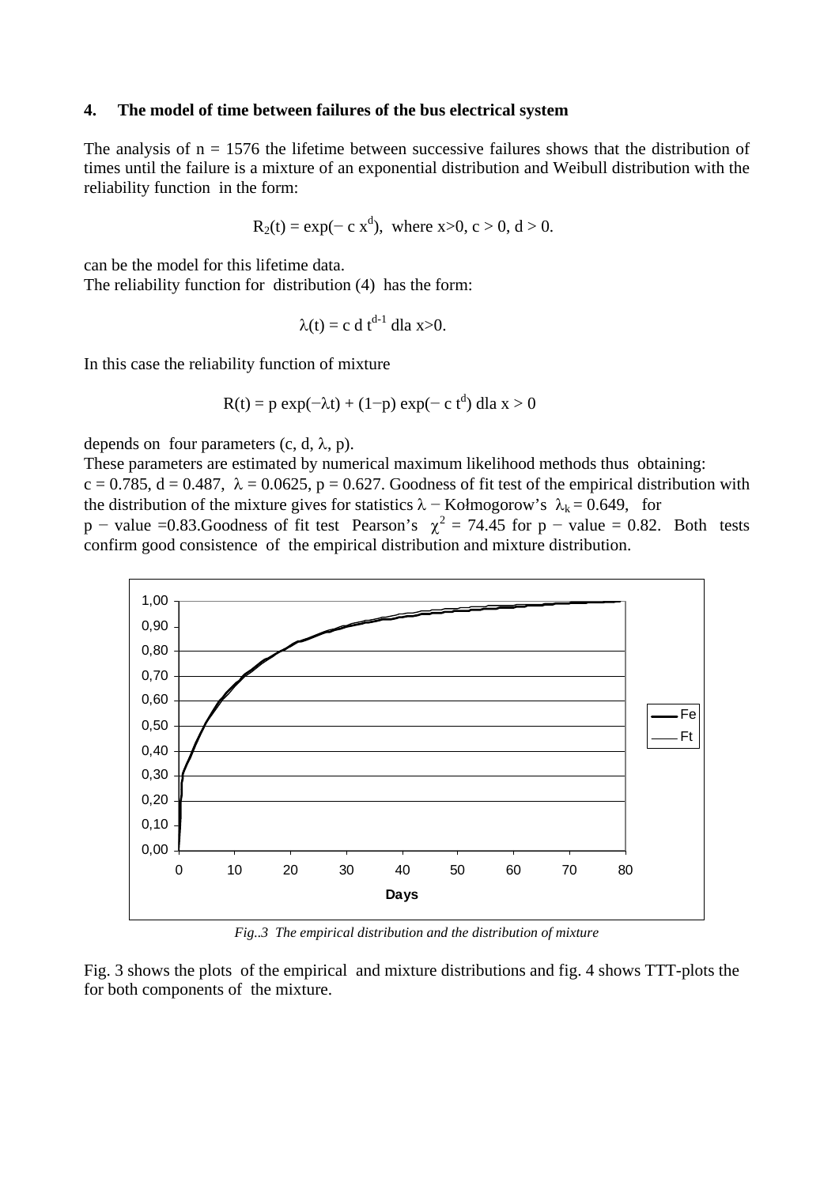## 4. The model of time between failures of the bus electrical system

The analysis of $n = 1576$ the lifetime between successive failures shows that the distribution of times until the failure is a mixture of an exponential distribution and Weibull distribution with the reliability function in the form:

$$R_2(t) = \exp(-c\, x^d), \text{ where } x>0,\ c>0,\ d>0.$$

can be the model for this lifetime data.
The reliability function for distribution (4) has the form:

$$\lambda(t) = c\, d\, t^{d-1} \text{ dla } x>0.$$

In this case the reliability function of mixture

$$R(t) = p \exp(-\lambda t) + (1-p) \exp(-c\, t^d) \text{ dla } x > 0$$

depends on four parameters ($c$, $d$, $\lambda$, $p$).
These parameters are estimated by numerical maximum likelihood methods thus obtaining: $c = 0.785$, $d = 0.487$, $\lambda = 0.0625$, $p = 0.627$. Goodness of fit test of the empirical distribution with the distribution of the mixture gives for statistics $\lambda$ − Kołmogorow's $\lambda_k = 0.649$, for $p$ − value =0.83.Goodness of fit test Pearson's $\chi^2 = 74.45$ for $p$ − value = 0.82. Both tests confirm good consistence of the empirical distribution and mixture distribution.

*Fig..3 The empirical distribution and the distribution of mixture*

Fig. 3 shows the plots of the empirical and mixture distributions and fig. 4 shows TTT-plots the for both components of the mixture.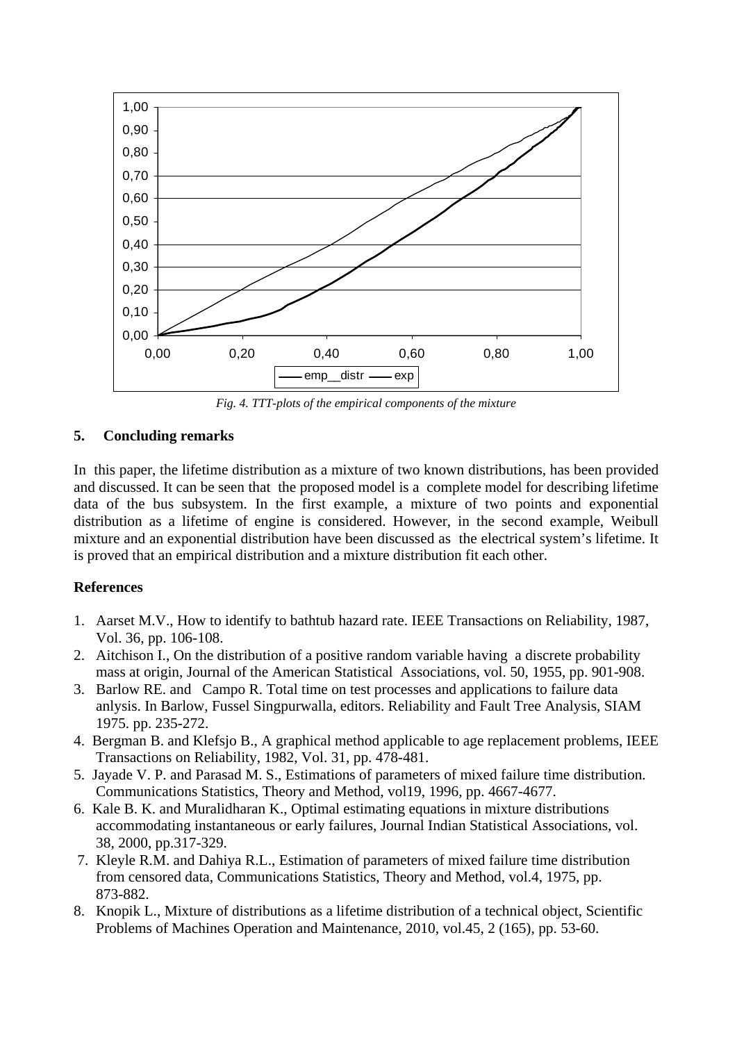*Fig. 4. TTT-plots of the empirical components of the mixture*

## 5. Concluding remarks

In this paper, the lifetime distribution as a mixture of two known distributions, has been provided and discussed. It can be seen that the proposed model is a complete model for describing lifetime data of the bus subsystem. In the first example, a mixture of two points and exponential distribution as a lifetime of engine is considered. However, in the second example, Weibull mixture and an exponential distribution have been discussed as the electrical system's lifetime. It is proved that an empirical distribution and a mixture distribution fit each other.

## References

1. Aarset M.V., How to identify to bathtub hazard rate. IEEE Transactions on Reliability, 1987, Vol. 36, pp. 106-108.
2. Aitchison I., On the distribution of a positive random variable having a discrete probability mass at origin, Journal of the American Statistical Associations, vol. 50, 1955, pp. 901-908.
3. Barlow RE. and Campo R. Total time on test processes and applications to failure data anlysis. In Barlow, Fussel Singpurwalla, editors. Reliability and Fault Tree Analysis, SIAM 1975. pp. 235-272.
4. Bergman B. and Klefsjo B., A graphical method applicable to age replacement problems, IEEE Transactions on Reliability, 1982, Vol. 31, pp. 478-481.
5. Jayade V. P. and Parasad M. S., Estimations of parameters of mixed failure time distribution. Communications Statistics, Theory and Method, vol19, 1996, pp. 4667-4677.
6. Kale B. K. and Muralidharan K., Optimal estimating equations in mixture distributions accommodating instantaneous or early failures, Journal Indian Statistical Associations, vol. 38, 2000, pp.317-329.
7. Kleyle R.M. and Dahiya R.L., Estimation of parameters of mixed failure time distribution from censored data, Communications Statistics, Theory and Method, vol.4, 1975, pp. 873-882.
8. Knopik L., Mixture of distributions as a lifetime distribution of a technical object, Scientific Problems of Machines Operation and Maintenance, 2010, vol.45, 2 (165), pp. 53-60.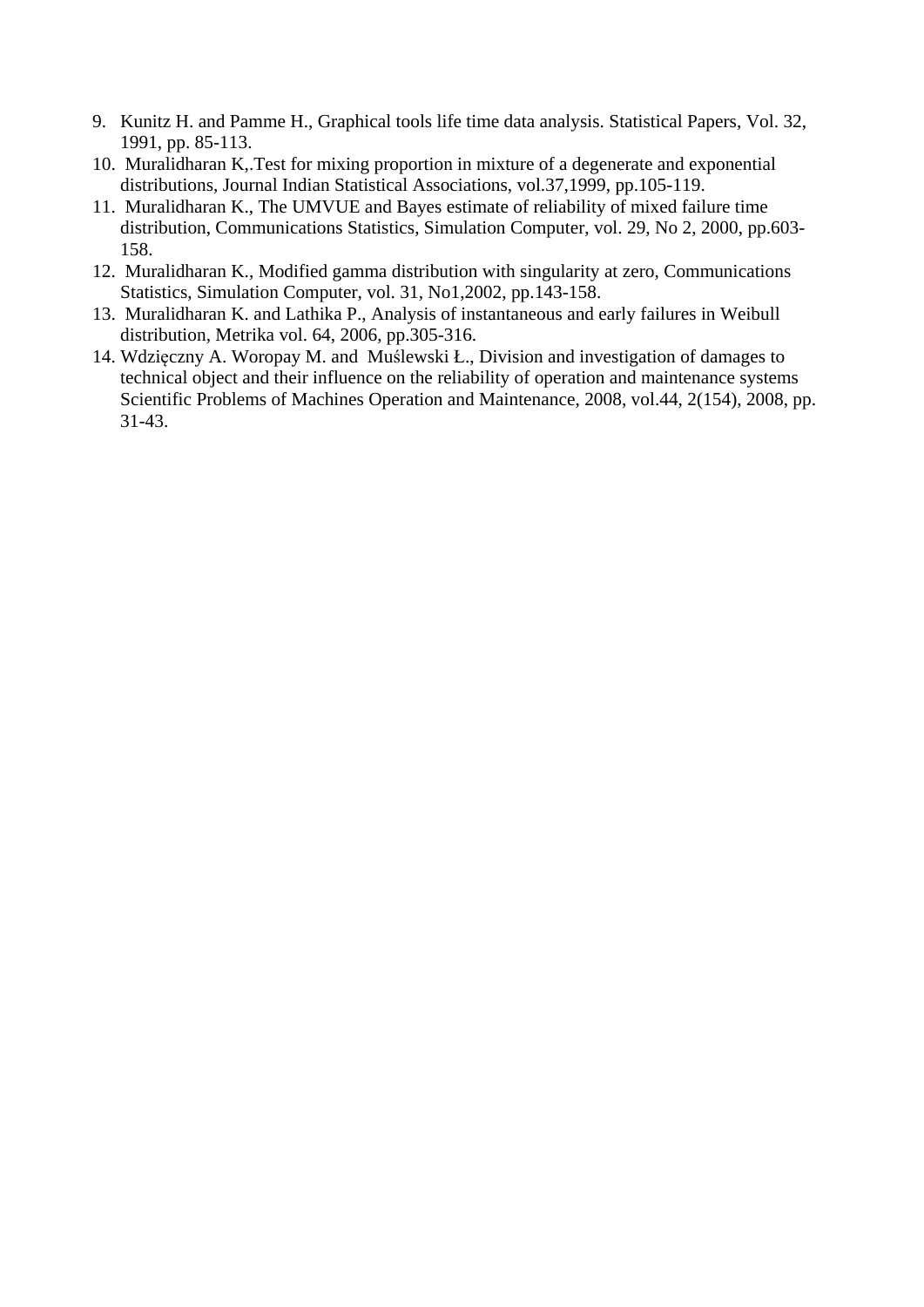9. Kunitz H. and Pamme H., Graphical tools life time data analysis. Statistical Papers, Vol. 32, 1991, pp. 85-113.
10. Muralidharan K,.Test for mixing proportion in mixture of a degenerate and exponential distributions, Journal Indian Statistical Associations, vol.37,1999, pp.105-119.
11. Muralidharan K., The UMVUE and Bayes estimate of reliability of mixed failure time distribution, Communications Statistics, Simulation Computer, vol. 29, No 2, 2000, pp.603-158.
12. Muralidharan K., Modified gamma distribution with singularity at zero, Communications Statistics, Simulation Computer, vol. 31, No1,2002, pp.143-158.
13. Muralidharan K. and Lathika P., Analysis of instantaneous and early failures in Weibull distribution, Metrika vol. 64, 2006, pp.305-316.
14. Wdzięczny A. Woropay M. and Muślewski Ł., Division and investigation of damages to technical object and their influence on the reliability of operation and maintenance systems Scientific Problems of Machines Operation and Maintenance, 2008, vol.44, 2(154), 2008, pp. 31-43.